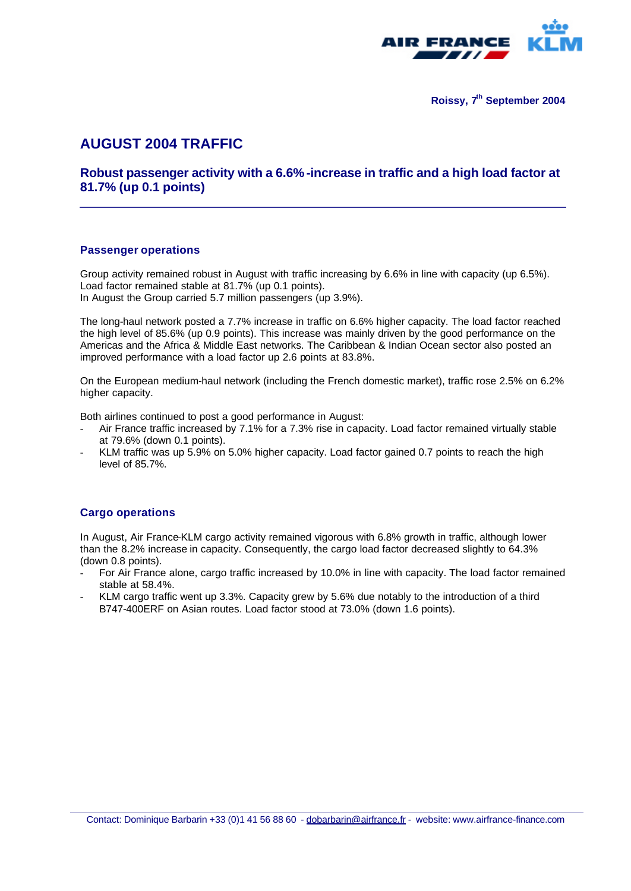Roissy, 7th September 2004

# AUGUST 2004 TRAFFIC

## Robust passenger activity with a 6.6%-increase in traffic and a high load factor at 81.7% (up 0.1 points)

### Passenger operations

Group activity remained robust in August with traffic increasing by 6.6% in line with capacity (up 6.5%). Load factor remained stable at 81.7% (up 0.1 points).
In August the Group carried 5.7 million passengers (up 3.9%).

The long-haul network posted a 7.7% increase in traffic on 6.6% higher capacity. The load factor reached the high level of 85.6% (up 0.9 points). This increase was mainly driven by the good performance on the Americas and the Africa & Middle East networks. The Caribbean & Indian Ocean sector also posted an improved performance with a load factor up 2.6 points at 83.8%.

On the European medium-haul network (including the French domestic market), traffic rose 2.5% on 6.2% higher capacity.

Both airlines continued to post a good performance in August:

- Air France traffic increased by 7.1% for a 7.3% rise in capacity. Load factor remained virtually stable at 79.6% (down 0.1 points).
- KLM traffic was up 5.9% on 5.0% higher capacity. Load factor gained 0.7 points to reach the high level of 85.7%.

### Cargo operations

In August, Air France-KLM cargo activity remained vigorous with 6.8% growth in traffic, although lower than the 8.2% increase in capacity. Consequently, the cargo load factor decreased slightly to 64.3% (down 0.8 points).

- For Air France alone, cargo traffic increased by 10.0% in line with capacity. The load factor remained stable at 58.4%.
- KLM cargo traffic went up 3.3%. Capacity grew by 5.6% due notably to the introduction of a third B747-400ERF on Asian routes. Load factor stood at 73.0% (down 1.6 points).

Contact: Dominique Barbarin +33 (0)1 41 56 88 60 - dobarbarin@airfrance.fr - website: www.airfrance-finance.com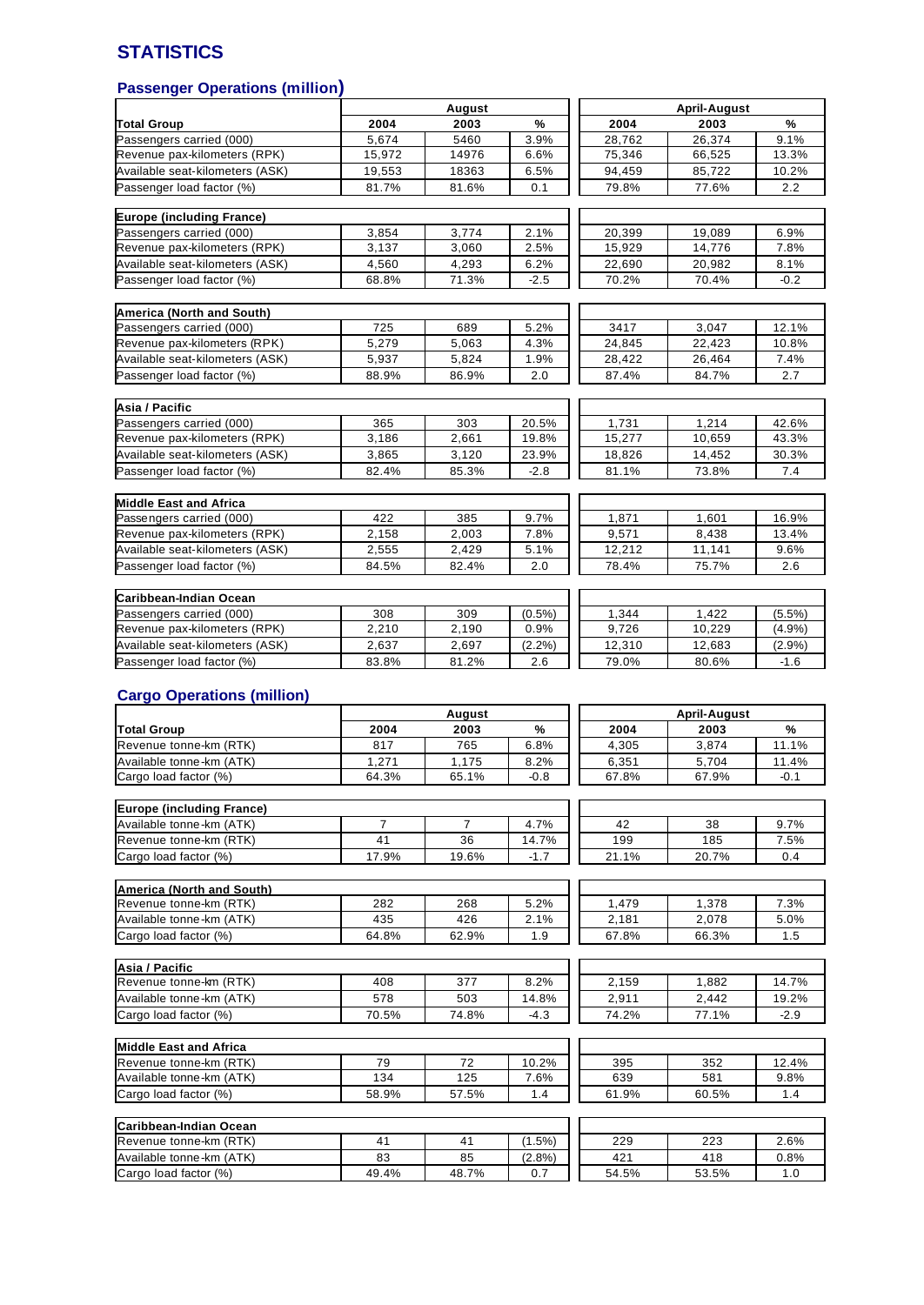# STATISTICS

## Passenger Operations (million)

| | August | | | April-August | | |
|---|---|---|---|---|---|---|
| **Total Group** | **2004** | **2003** | **%** | **2004** | **2003** | **%** |
| Passengers carried (000) | 5,674 | 5460 | 3.9% | 28,762 | 26,374 | 9.1% |
| Revenue pax-kilometers (RPK) | 15,972 | 14976 | 6.6% | 75,346 | 66,525 | 13.3% |
| Available seat-kilometers (ASK) | 19,553 | 18363 | 6.5% | 94,459 | 85,722 | 10.2% |
| Passenger load factor (%) | 81.7% | 81.6% | 0.1 | 79.8% | 77.6% | 2.2 |
| **Europe (including France)** | | | | | | |
| Passengers carried (000) | 3,854 | 3,774 | 2.1% | 20,399 | 19,089 | 6.9% |
| Revenue pax-kilometers (RPK) | 3,137 | 3,060 | 2.5% | 15,929 | 14,776 | 7.8% |
| Available seat-kilometers (ASK) | 4,560 | 4,293 | 6.2% | 22,690 | 20,982 | 8.1% |
| Passenger load factor (%) | 68.8% | 71.3% | -2.5 | 70.2% | 70.4% | -0.2 |
| **America (North and South)** | | | | | | |
| Passengers carried (000) | 725 | 689 | 5.2% | 3417 | 3,047 | 12.1% |
| Revenue pax-kilometers (RPK) | 5,279 | 5,063 | 4.3% | 24,845 | 22,423 | 10.8% |
| Available seat-kilometers (ASK) | 5,937 | 5,824 | 1.9% | 28,422 | 26,464 | 7.4% |
| Passenger load factor (%) | 88.9% | 86.9% | 2.0 | 87.4% | 84.7% | 2.7 |
| **Asia / Pacific** | | | | | | |
| Passengers carried (000) | 365 | 303 | 20.5% | 1,731 | 1,214 | 42.6% |
| Revenue pax-kilometers (RPK) | 3,186 | 2,661 | 19.8% | 15,277 | 10,659 | 43.3% |
| Available seat-kilometers (ASK) | 3,865 | 3,120 | 23.9% | 18,826 | 14,452 | 30.3% |
| Passenger load factor (%) | 82.4% | 85.3% | -2.8 | 81.1% | 73.8% | 7.4 |
| **Middle East and Africa** | | | | | | |
| Passengers carried (000) | 422 | 385 | 9.7% | 1,871 | 1,601 | 16.9% |
| Revenue pax-kilometers (RPK) | 2,158 | 2,003 | 7.8% | 9,571 | 8,438 | 13.4% |
| Available seat-kilometers (ASK) | 2,555 | 2,429 | 5.1% | 12,212 | 11,141 | 9.6% |
| Passenger load factor (%) | 84.5% | 82.4% | 2.0 | 78.4% | 75.7% | 2.6 |
| **Caribbean-Indian Ocean** | | | | | | |
| Passengers carried (000) | 308 | 309 | (0.5%) | 1,344 | 1,422 | (5.5%) |
| Revenue pax-kilometers (RPK) | 2,210 | 2,190 | 0.9% | 9,726 | 10,229 | (4.9%) |
| Available seat-kilometers (ASK) | 2,637 | 2,697 | (2.2%) | 12,310 | 12,683 | (2.9%) |
| Passenger load factor (%) | 83.8% | 81.2% | 2.6 | 79.0% | 80.6% | -1.6 |

## Cargo Operations (million)

| | August | | | April-August | | |
|---|---|---|---|---|---|---|
| **Total Group** | **2004** | **2003** | **%** | **2004** | **2003** | **%** |
| Revenue tonne-km (RTK) | 817 | 765 | 6.8% | 4,305 | 3,874 | 11.1% |
| Available tonne-km (ATK) | 1,271 | 1,175 | 8.2% | 6,351 | 5,704 | 11.4% |
| Cargo load factor (%) | 64.3% | 65.1% | -0.8 | 67.8% | 67.9% | -0.1 |
| **Europe (including France)** | | | | | | |
| Available tonne-km (ATK) | 7 | 7 | 4.7% | 42 | 38 | 9.7% |
| Revenue tonne-km (RTK) | 41 | 36 | 14.7% | 199 | 185 | 7.5% |
| Cargo load factor (%) | 17.9% | 19.6% | -1.7 | 21.1% | 20.7% | 0.4 |
| **America (North and South)** | | | | | | |
| Revenue tonne-km (RTK) | 282 | 268 | 5.2% | 1,479 | 1,378 | 7.3% |
| Available tonne-km (ATK) | 435 | 426 | 2.1% | 2,181 | 2,078 | 5.0% |
| Cargo load factor (%) | 64.8% | 62.9% | 1.9 | 67.8% | 66.3% | 1.5 |
| **Asia / Pacific** | | | | | | |
| Revenue tonne-km (RTK) | 408 | 377 | 8.2% | 2,159 | 1,882 | 14.7% |
| Available tonne-km (ATK) | 578 | 503 | 14.8% | 2,911 | 2,442 | 19.2% |
| Cargo load factor (%) | 70.5% | 74.8% | -4.3 | 74.2% | 77.1% | -2.9 |
| **Middle East and Africa** | | | | | | |
| Revenue tonne-km (RTK) | 79 | 72 | 10.2% | 395 | 352 | 12.4% |
| Available tonne-km (ATK) | 134 | 125 | 7.6% | 639 | 581 | 9.8% |
| Cargo load factor (%) | 58.9% | 57.5% | 1.4 | 61.9% | 60.5% | 1.4 |
| **Caribbean-Indian Ocean** | | | | | | |
| Revenue tonne-km (RTK) | 41 | 41 | (1.5%) | 229 | 223 | 2.6% |
| Available tonne-km (ATK) | 83 | 85 | (2.8%) | 421 | 418 | 0.8% |
| Cargo load factor (%) | 49.4% | 48.7% | 0.7 | 54.5% | 53.5% | 1.0 |